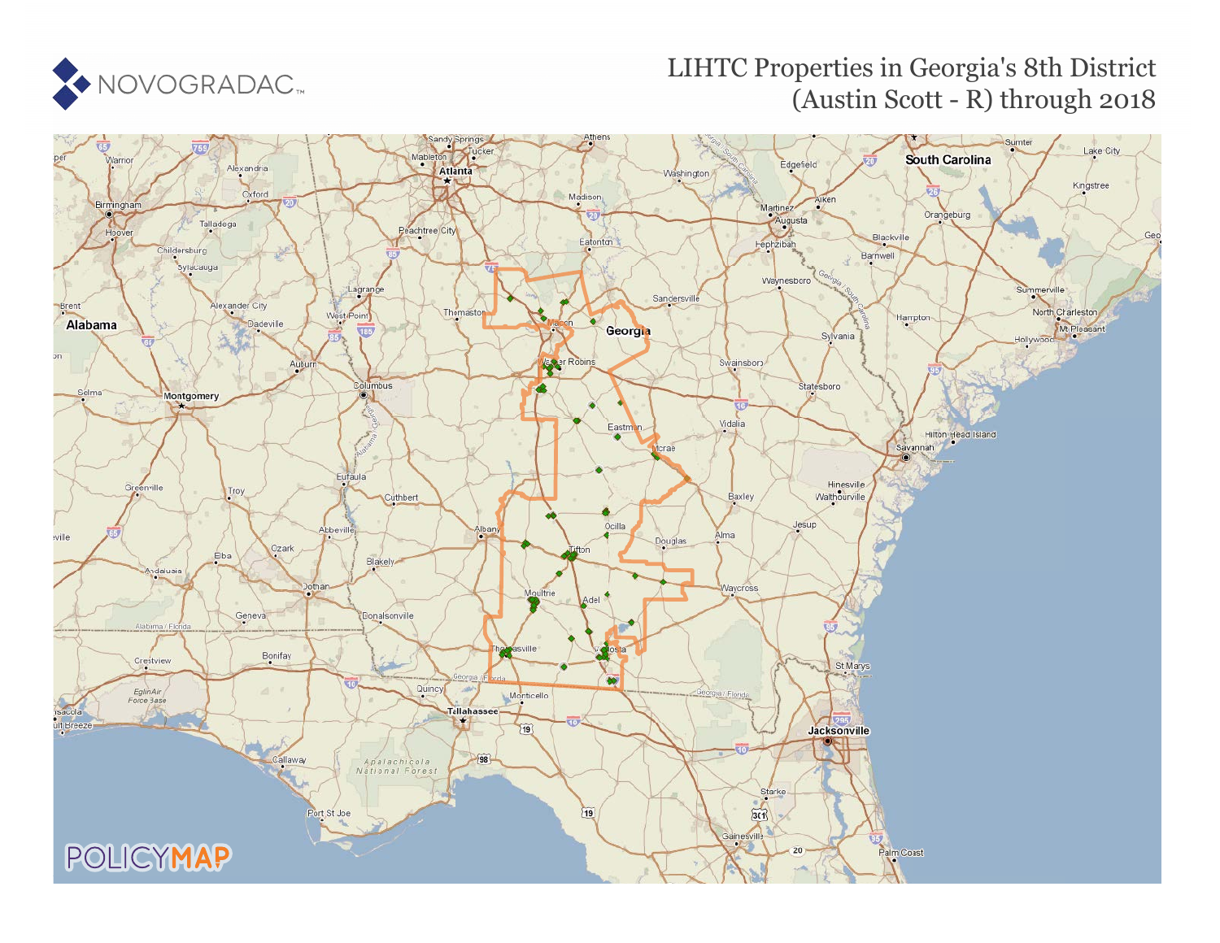NOVOGRADAC

# LIHTC Properties in Georgia's 8th District (Austin Scott - R) through 2018

POLICYMAP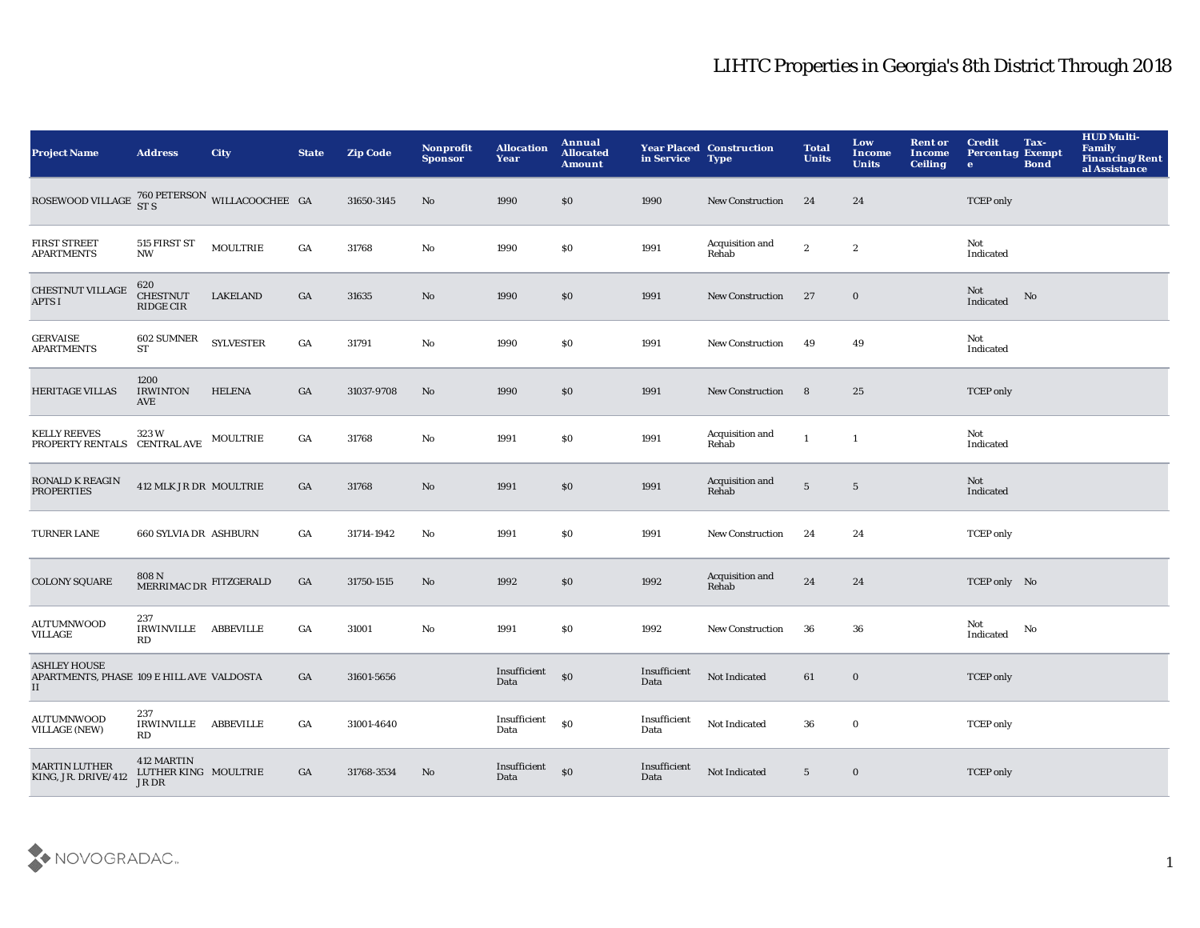# LIHTC Properties in Georgia's 8th District Through 2018

| Project Name | Address | City | State | Zip Code | Nonprofit Sponsor | Allocation Year | Annual Allocated Amount | Year Placed in Service | Construction Type | Total Units | Low Income Units | Rent or Income Ceiling | Credit Percentage | Tax-Exempt Bond | HUD Multi-Family Financing/Rental Assistance |
|---|---|---|---|---|---|---|---|---|---|---|---|---|---|---|---|
| ROSEWOOD VILLAGE | 760 PETERSON ST S | WILLACOOCHEE | GA | 31650-3145 | No | 1990 | $0 | 1990 | New Construction | 24 | 24 | | TCEP only | | |
| FIRST STREET APARTMENTS | 515 FIRST ST NW | MOULTRIE | GA | 31768 | No | 1990 | $0 | 1991 | Acquisition and Rehab | 2 | 2 | | Not Indicated | | |
| CHESTNUT VILLAGE APTS I | 620 CHESTNUT RIDGE CIR | LAKELAND | GA | 31635 | No | 1990 | $0 | 1991 | New Construction | 27 | 0 | | Not Indicated | No | |
| GERVAISE APARTMENTS | 602 SUMNER ST | SYLVESTER | GA | 31791 | No | 1990 | $0 | 1991 | New Construction | 49 | 49 | | Not Indicated | | |
| HERITAGE VILLAS | 1200 IRWINTON AVE | HELENA | GA | 31037-9708 | No | 1990 | $0 | 1991 | New Construction | 8 | 25 | | TCEP only | | |
| KELLY REEVES PROPERTY RENTALS | 323 W CENTRAL AVE | MOULTRIE | GA | 31768 | No | 1991 | $0 | 1991 | Acquisition and Rehab | 1 | 1 | | Not Indicated | | |
| RONALD K REAGIN PROPERTIES | 412 MLK JR DR | MOULTRIE | GA | 31768 | No | 1991 | $0 | 1991 | Acquisition and Rehab | 5 | 5 | | Not Indicated | | |
| TURNER LANE | 660 SYLVIA DR | ASHBURN | GA | 31714-1942 | No | 1991 | $0 | 1991 | New Construction | 24 | 24 | | TCEP only | | |
| COLONY SQUARE | 808 N MERRIMAC DR | FITZGERALD | GA | 31750-1515 | No | 1992 | $0 | 1992 | Acquisition and Rehab | 24 | 24 | | TCEP only | No | |
| AUTUMNWOOD VILLAGE | 237 IRWINVILLE RD | ABBEVILLE | GA | 31001 | No | 1991 | $0 | 1992 | New Construction | 36 | 36 | | Not Indicated | No | |
| ASHLEY HOUSE APARTMENTS, PHASE II | 109 E HILL AVE | VALDOSTA | GA | 31601-5656 | | Insufficient Data | $0 | Insufficient Data | Not Indicated | 61 | 0 | | TCEP only | | |
| AUTUMNWOOD VILLAGE (NEW) | 237 IRWINVILLE RD | ABBEVILLE | GA | 31001-4640 | | Insufficient Data | $0 | Insufficient Data | Not Indicated | 36 | 0 | | TCEP only | | |
| MARTIN LUTHER KING, JR. DRIVE/412 | 412 MARTIN LUTHER KING JR DR | MOULTRIE | GA | 31768-3534 | No | Insufficient Data | $0 | Insufficient Data | Not Indicated | 5 | 0 | | TCEP only | | |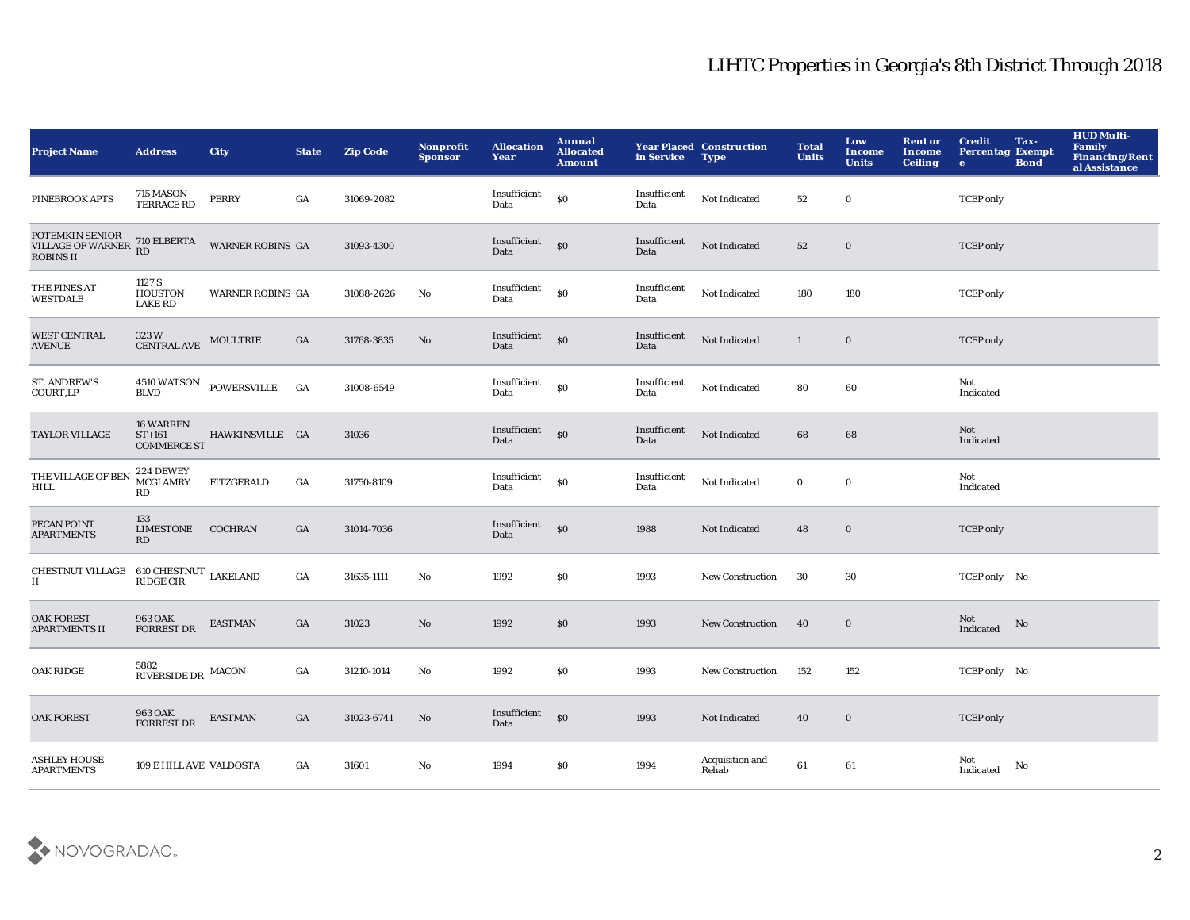# LIHTC Properties in Georgia's 8th District Through 2018

| Project Name | Address | City | State | Zip Code | Nonprofit Sponsor | Allocation Year | Annual Allocated Amount | Year Placed in Service | Construction Type | Total Units | Low Income Units | Rent or Income Ceiling | Credit Percentage | Tax-Exempt Bond | HUD Multi-Family Financing/Rental Assistance |
|---|---|---|---|---|---|---|---|---|---|---|---|---|---|---|---|
| PINEBROOK APTS | 715 MASON TERRACE RD | PERRY | GA | 31069-2082 | | Insufficient Data | $0 | Insufficient Data | Not Indicated | 52 | 0 | | TCEP only | | |
| POTEMKIN SENIOR VILLAGE OF WARNER ROBINS II | 710 ELBERTA RD | WARNER ROBINS | GA | 31093-4300 | | Insufficient Data | $0 | Insufficient Data | Not Indicated | 52 | 0 | | TCEP only | | |
| THE PINES AT WESTDALE | 1127 S HOUSTON LAKE RD | WARNER ROBINS | GA | 31088-2626 | No | Insufficient Data | $0 | Insufficient Data | Not Indicated | 180 | 180 | | TCEP only | | |
| WEST CENTRAL AVENUE | 323 W CENTRAL AVE | MOULTRIE | GA | 31768-3835 | No | Insufficient Data | $0 | Insufficient Data | Not Indicated | 1 | 0 | | TCEP only | | |
| ST. ANDREW'S COURT,LP | 4510 WATSON BLVD | POWERSVILLE | GA | 31008-6549 | | Insufficient Data | $0 | Insufficient Data | Not Indicated | 80 | 60 | | Not Indicated | | |
| TAYLOR VILLAGE | 16 WARREN ST+161 COMMERCE ST | HAWKINSVILLE | GA | 31036 | | Insufficient Data | $0 | Insufficient Data | Not Indicated | 68 | 68 | | Not Indicated | | |
| THE VILLAGE OF BEN HILL | 224 DEWEY MCGLAMRY RD | FITZGERALD | GA | 31750-8109 | | Insufficient Data | $0 | Insufficient Data | Not Indicated | 0 | 0 | | Not Indicated | | |
| PECAN POINT APARTMENTS | 133 LIMESTONE RD | COCHRAN | GA | 31014-7036 | | Insufficient Data | $0 | 1988 | Not Indicated | 48 | 0 | | TCEP only | | |
| CHESTNUT VILLAGE II | 610 CHESTNUT RIDGE CIR | LAKELAND | GA | 31635-1111 | No | 1992 | $0 | 1993 | New Construction | 30 | 30 | | TCEP only | No | |
| OAK FOREST APARTMENTS II | 963 OAK FORREST DR | EASTMAN | GA | 31023 | No | 1992 | $0 | 1993 | New Construction | 40 | 0 | | Not Indicated | No | |
| OAK RIDGE | 5882 RIVERSIDE DR | MACON | GA | 31210-1014 | No | 1992 | $0 | 1993 | New Construction | 152 | 152 | | TCEP only | No | |
| OAK FOREST | 963 OAK FORREST DR | EASTMAN | GA | 31023-6741 | No | Insufficient Data | $0 | 1993 | Not Indicated | 40 | 0 | | TCEP only | | |
| ASHLEY HOUSE APARTMENTS | 109 E HILL AVE | VALDOSTA | GA | 31601 | No | 1994 | $0 | 1994 | Acquisition and Rehab | 61 | 61 | | Not Indicated | No | |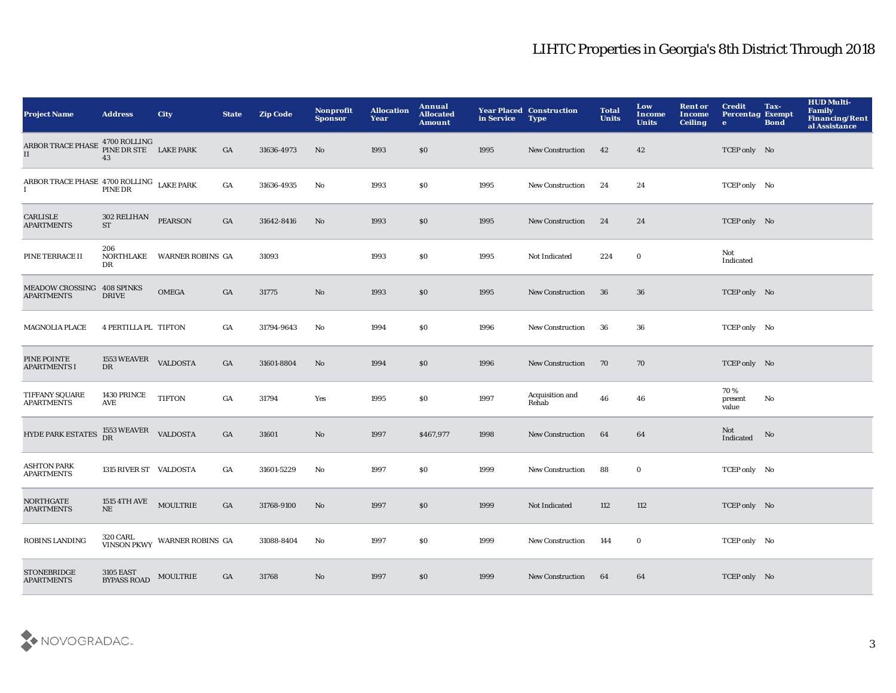# LIHTC Properties in Georgia's 8th District Through 2018

| Project Name | Address | City | State | Zip Code | Nonprofit Sponsor | Allocation Year | Annual Allocated Amount | Year Placed in Service | Construction Type | Total Units | Low Income Units | Rent or Income Ceiling | Credit Percentage | Tax-Exempt Bond | HUD Multi-Family Financing/Rental Assistance |
|---|---|---|---|---|---|---|---|---|---|---|---|---|---|---|---|
| ARBOR TRACE PHASE II | 4700 ROLLING PINE DR STE 43 | LAKE PARK | GA | 31636-4973 | No | 1993 | $0 | 1995 | New Construction | 42 | 42 | | TCEP only | No | |
| ARBOR TRACE PHASE I | 4700 ROLLING PINE DR | LAKE PARK | GA | 31636-4935 | No | 1993 | $0 | 1995 | New Construction | 24 | 24 | | TCEP only | No | |
| CARLISLE APARTMENTS | 302 RELIHAN ST | PEARSON | GA | 31642-8416 | No | 1993 | $0 | 1995 | New Construction | 24 | 24 | | TCEP only | No | |
| PINE TERRACE II | 206 NORTHLAKE DR | WARNER ROBINS | GA | 31093 | | 1993 | $0 | 1995 | Not Indicated | 224 | 0 | | Not Indicated | | |
| MEADOW CROSSING APARTMENTS | 408 SPINKS DRIVE | OMEGA | GA | 31775 | No | 1993 | $0 | 1995 | New Construction | 36 | 36 | | TCEP only | No | |
| MAGNOLIA PLACE | 4 PERTILLA PL | TIFTON | GA | 31794-9643 | No | 1994 | $0 | 1996 | New Construction | 36 | 36 | | TCEP only | No | |
| PINE POINTE APARTMENTS I | 1553 WEAVER DR | VALDOSTA | GA | 31601-8804 | No | 1994 | $0 | 1996 | New Construction | 70 | 70 | | TCEP only | No | |
| TIFFANY SQUARE APARTMENTS | 1430 PRINCE AVE | TIFTON | GA | 31794 | Yes | 1995 | $0 | 1997 | Acquisition and Rehab | 46 | 46 | | 70 % present value | No | |
| HYDE PARK ESTATES | 1553 WEAVER DR | VALDOSTA | GA | 31601 | No | 1997 | $467,977 | 1998 | New Construction | 64 | 64 | | Not Indicated | No | |
| ASHTON PARK APARTMENTS | 1315 RIVER ST | VALDOSTA | GA | 31601-5229 | No | 1997 | $0 | 1999 | New Construction | 88 | 0 | | TCEP only | No | |
| NORTHGATE APARTMENTS | 1515 4TH AVE NE | MOULTRIE | GA | 31768-9100 | No | 1997 | $0 | 1999 | Not Indicated | 112 | 112 | | TCEP only | No | |
| ROBINS LANDING | 320 CARL VINSON PKWY | WARNER ROBINS | GA | 31088-8404 | No | 1997 | $0 | 1999 | New Construction | 144 | 0 | | TCEP only | No | |
| STONEBRIDGE APARTMENTS | 3105 EAST BYPASS ROAD | MOULTRIE | GA | 31768 | No | 1997 | $0 | 1999 | New Construction | 64 | 64 | | TCEP only | No | |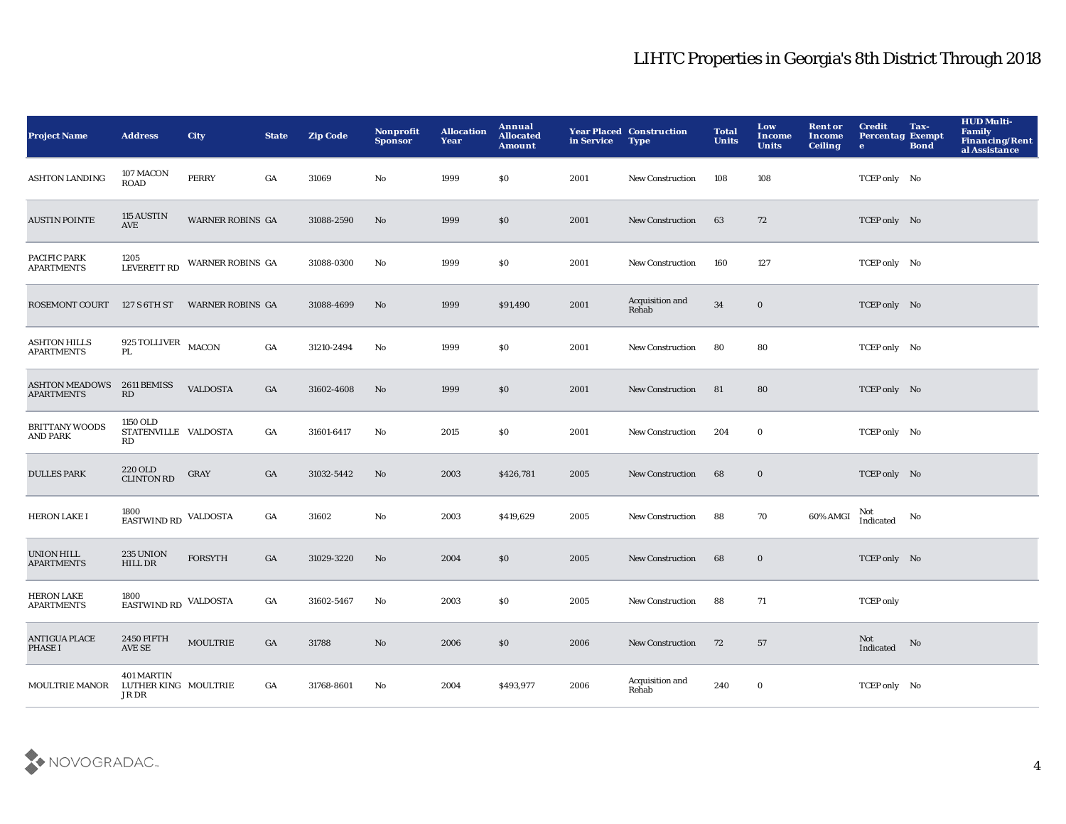## LIHTC Properties in Georgia's 8th District Through 2018

| Project Name | Address | City | State | Zip Code | Nonprofit Sponsor | Allocation Year | Annual Allocated Amount | Year Placed in Service | Construction Type | Total Units | Low Income Units | Rent or Income Ceiling | Credit Percentage | Tax-Exempt Bond | HUD Multi-Family Financing/Rental Assistance |
|---|---|---|---|---|---|---|---|---|---|---|---|---|---|---|---|
| ASHTON LANDING | 107 MACON ROAD | PERRY | GA | 31069 | No | 1999 | $0 | 2001 | New Construction | 108 | 108 | | TCEP only | No | |
| AUSTIN POINTE | 115 AUSTIN AVE | WARNER ROBINS | GA | 31088-2590 | No | 1999 | $0 | 2001 | New Construction | 63 | 72 | | TCEP only | No | |
| PACIFIC PARK APARTMENTS | 1205 LEVERETT RD | WARNER ROBINS | GA | 31088-0300 | No | 1999 | $0 | 2001 | New Construction | 160 | 127 | | TCEP only | No | |
| ROSEMONT COURT | 127 S 6TH ST | WARNER ROBINS | GA | 31088-4699 | No | 1999 | $91,490 | 2001 | Acquisition and Rehab | 34 | 0 | | TCEP only | No | |
| ASHTON HILLS APARTMENTS | 925 TOLLIVER PL | MACON | GA | 31210-2494 | No | 1999 | $0 | 2001 | New Construction | 80 | 80 | | TCEP only | No | |
| ASHTON MEADOWS APARTMENTS | 2611 BEMISS RD | VALDOSTA | GA | 31602-4608 | No | 1999 | $0 | 2001 | New Construction | 81 | 80 | | TCEP only | No | |
| BRITTANY WOODS AND PARK | 1150 OLD STATENVILLE RD | VALDOSTA | GA | 31601-6417 | No | 2015 | $0 | 2001 | New Construction | 204 | 0 | | TCEP only | No | |
| DULLES PARK | 220 OLD CLINTON RD | GRAY | GA | 31032-5442 | No | 2003 | $426,781 | 2005 | New Construction | 68 | 0 | | TCEP only | No | |
| HERON LAKE I | 1800 EASTWIND RD | VALDOSTA | GA | 31602 | No | 2003 | $419,629 | 2005 | New Construction | 88 | 70 | 60% AMGI | Not Indicated | No | |
| UNION HILL APARTMENTS | 235 UNION HILL DR | FORSYTH | GA | 31029-3220 | No | 2004 | $0 | 2005 | New Construction | 68 | 0 | | TCEP only | No | |
| HERON LAKE APARTMENTS | 1800 EASTWIND RD | VALDOSTA | GA | 31602-5467 | No | 2003 | $0 | 2005 | New Construction | 88 | 71 | | TCEP only | | |
| ANTIGUA PLACE PHASE I | 2450 FIFTH AVE SE | MOULTRIE | GA | 31788 | No | 2006 | $0 | 2006 | New Construction | 72 | 57 | | Not Indicated | No | |
| MOULTRIE MANOR | 401 MARTIN LUTHER KING JR DR | MOULTRIE | GA | 31768-8601 | No | 2004 | $493,977 | 2006 | Acquisition and Rehab | 240 | 0 | | TCEP only | No | |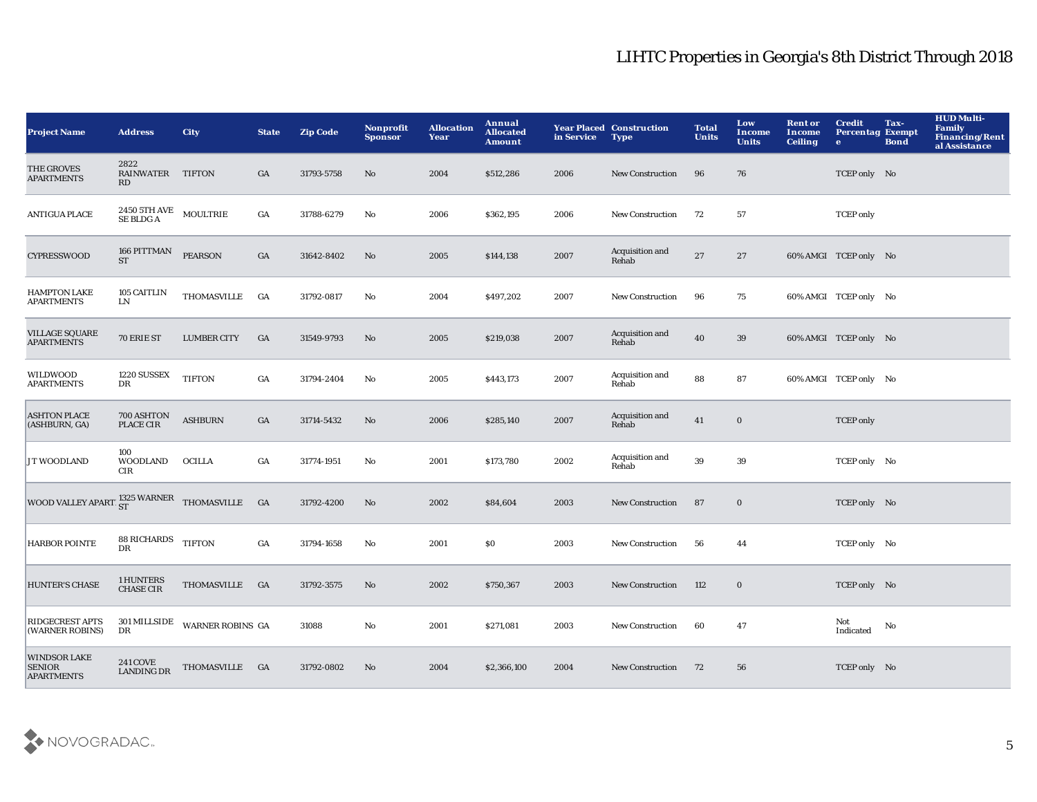# LIHTC Properties in Georgia's 8th District Through 2018

| Project Name | Address | City | State | Zip Code | Nonprofit Sponsor | Allocation Year | Annual Allocated Amount | Year Placed in Service | Construction Type | Total Units | Low Income Units | Rent or Income Ceiling | Credit Percentage | Tax-Exempt Bond | HUD Multi-Family Financing/Rental Assistance |
|---|---|---|---|---|---|---|---|---|---|---|---|---|---|---|---|
| THE GROVES APARTMENTS | 2822 RAINWATER RD | TIFTON | GA | 31793-5758 | No | 2004 | $512,286 | 2006 | New Construction | 96 | 76 | | TCEP only | No | |
| ANTIGUA PLACE | 2450 5TH AVE SE BLDG A | MOULTRIE | GA | 31788-6279 | No | 2006 | $362,195 | 2006 | New Construction | 72 | 57 | | TCEP only | | |
| CYPRESSWOOD | 166 PITTMAN ST | PEARSON | GA | 31642-8402 | No | 2005 | $144,138 | 2007 | Acquisition and Rehab | 27 | 27 | 60% AMGI | TCEP only | No | |
| HAMPTON LAKE APARTMENTS | 105 CAITLIN LN | THOMASVILLE | GA | 31792-0817 | No | 2004 | $497,202 | 2007 | New Construction | 96 | 75 | 60% AMGI | TCEP only | No | |
| VILLAGE SQUARE APARTMENTS | 70 ERIE ST | LUMBER CITY | GA | 31549-9793 | No | 2005 | $219,038 | 2007 | Acquisition and Rehab | 40 | 39 | 60% AMGI | TCEP only | No | |
| WILDWOOD APARTMENTS | 1220 SUSSEX DR | TIFTON | GA | 31794-2404 | No | 2005 | $443,173 | 2007 | Acquisition and Rehab | 88 | 87 | 60% AMGI | TCEP only | No | |
| ASHTON PLACE (ASHBURN, GA) | 700 ASHTON PLACE CIR | ASHBURN | GA | 31714-5432 | No | 2006 | $285,140 | 2007 | Acquisition and Rehab | 41 | 0 | | TCEP only | | |
| J T WOODLAND | 100 WOODLAND CIR | OCILLA | GA | 31774-1951 | No | 2001 | $173,780 | 2002 | Acquisition and Rehab | 39 | 39 | | TCEP only | No | |
| WOOD VALLEY APART. | 1325 WARNER ST | THOMASVILLE | GA | 31792-4200 | No | 2002 | $84,604 | 2003 | New Construction | 87 | 0 | | TCEP only | No | |
| HARBOR POINTE | 88 RICHARDS DR | TIFTON | GA | 31794-1658 | No | 2001 | $0 | 2003 | New Construction | 56 | 44 | | TCEP only | No | |
| HUNTER'S CHASE | 1 HUNTERS CHASE CIR | THOMASVILLE | GA | 31792-3575 | No | 2002 | $750,367 | 2003 | New Construction | 112 | 0 | | TCEP only | No | |
| RIDGECREST APTS (WARNER ROBINS) | 301 MILLSIDE DR | WARNER ROBINS | GA | 31088 | No | 2001 | $271,081 | 2003 | New Construction | 60 | 47 | | Not Indicated | No | |
| WINDSOR LAKE SENIOR APARTMENTS | 241 COVE LANDING DR | THOMASVILLE | GA | 31792-0802 | No | 2004 | $2,366,100 | 2004 | New Construction | 72 | 56 | | TCEP only | No | |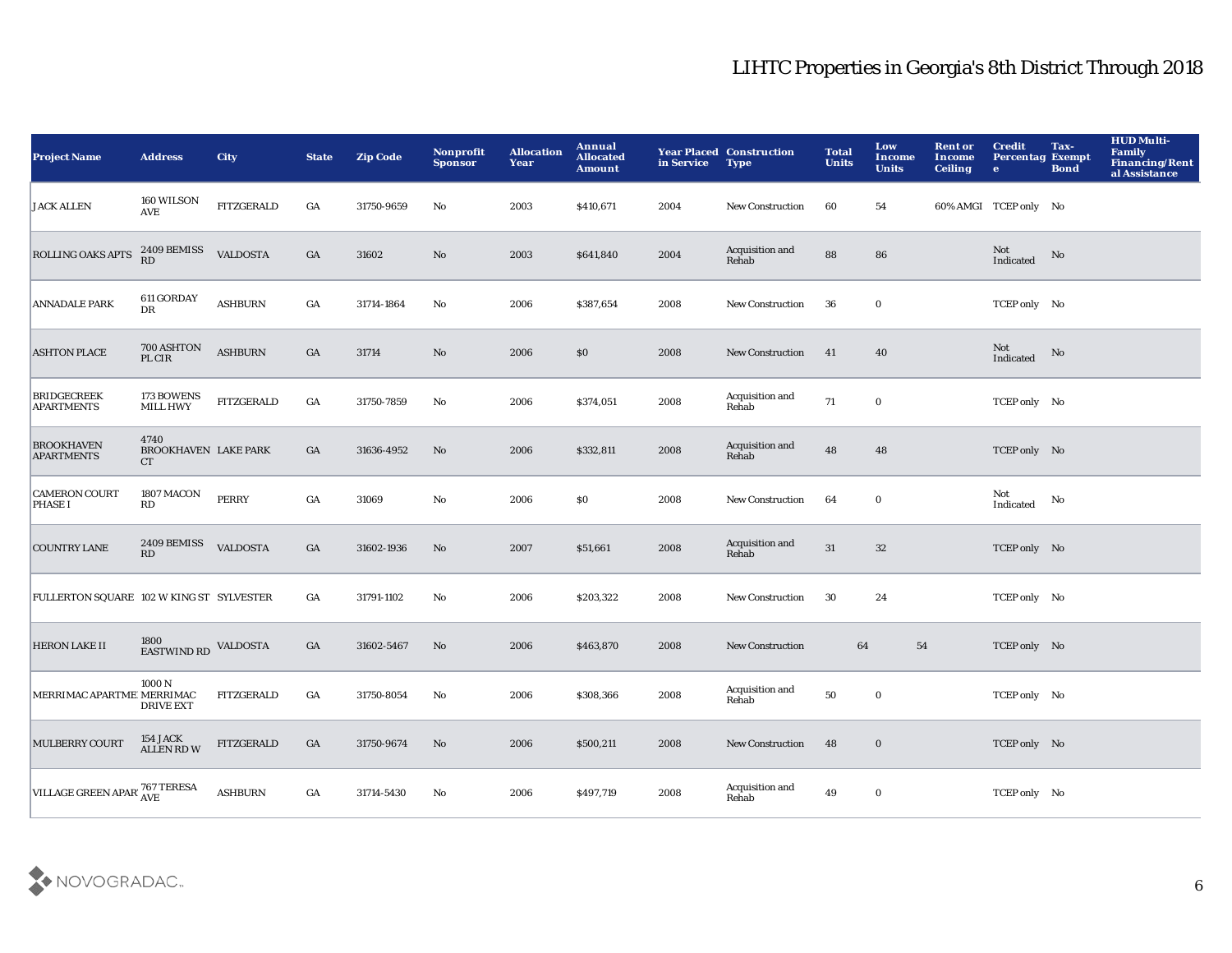# LIHTC Properties in Georgia's 8th District Through 2018

| Project Name | Address | City | State | Zip Code | Nonprofit Sponsor | Allocation Year | Annual Allocated Amount | Year Placed in Service | Construction Type | Total Units | Low Income Units | Rent or Income Ceiling | Credit Percentage | Tax-Exempt Bond | HUD Multi-Family Financing/Rental Assistance |
|---|---|---|---|---|---|---|---|---|---|---|---|---|---|---|---|
| JACK ALLEN | 160 WILSON AVE | FITZGERALD | GA | 31750-9659 | No | 2003 | $410,671 | 2004 | New Construction | 60 | 54 | 60% AMGI | TCEP only | No | |
| ROLLING OAKS APTS | 2409 BEMISS RD | VALDOSTA | GA | 31602 | No | 2003 | $641,840 | 2004 | Acquisition and Rehab | 88 | 86 | | Not Indicated | No | |
| ANNADALE PARK | 611 GORDAY DR | ASHBURN | GA | 31714-1864 | No | 2006 | $387,654 | 2008 | New Construction | 36 | 0 | | TCEP only | No | |
| ASHTON PLACE | 700 ASHTON PL CIR | ASHBURN | GA | 31714 | No | 2006 | $0 | 2008 | New Construction | 41 | 40 | | Not Indicated | No | |
| BRIDGECREEK APARTMENTS | 173 BOWENS MILL HWY | FITZGERALD | GA | 31750-7859 | No | 2006 | $374,051 | 2008 | Acquisition and Rehab | 71 | 0 | | TCEP only | No | |
| BROOKHAVEN APARTMENTS | 4740 BROOKHAVEN CT | LAKE PARK | GA | 31636-4952 | No | 2006 | $332,811 | 2008 | Acquisition and Rehab | 48 | 48 | | TCEP only | No | |
| CAMERON COURT PHASE I | 1807 MACON RD | PERRY | GA | 31069 | No | 2006 | $0 | 2008 | New Construction | 64 | 0 | | Not Indicated | No | |
| COUNTRY LANE | 2409 BEMISS RD | VALDOSTA | GA | 31602-1936 | No | 2007 | $51,661 | 2008 | Acquisition and Rehab | 31 | 32 | | TCEP only | No | |
| FULLERTON SQUARE | 102 W KING ST | SYLVESTER | GA | 31791-1102 | No | 2006 | $203,322 | 2008 | New Construction | 30 | 24 | | TCEP only | No | |
| HERON LAKE II | 1800 EASTWIND RD | VALDOSTA | GA | 31602-5467 | No | 2006 | $463,870 | 2008 | New Construction | 64 | 54 | | TCEP only | No | |
| MERRIMAC APARTME | 1000 N MERRIMAC DRIVE EXT | FITZGERALD | GA | 31750-8054 | No | 2006 | $308,366 | 2008 | Acquisition and Rehab | 50 | 0 | | TCEP only | No | |
| MULBERRY COURT | 154 JACK ALLEN RD W | FITZGERALD | GA | 31750-9674 | No | 2006 | $500,211 | 2008 | New Construction | 48 | 0 | | TCEP only | No | |
| VILLAGE GREEN APAR | 767 TERESA AVE | ASHBURN | GA | 31714-5430 | No | 2006 | $497,719 | 2008 | Acquisition and Rehab | 49 | 0 | | TCEP only | No | |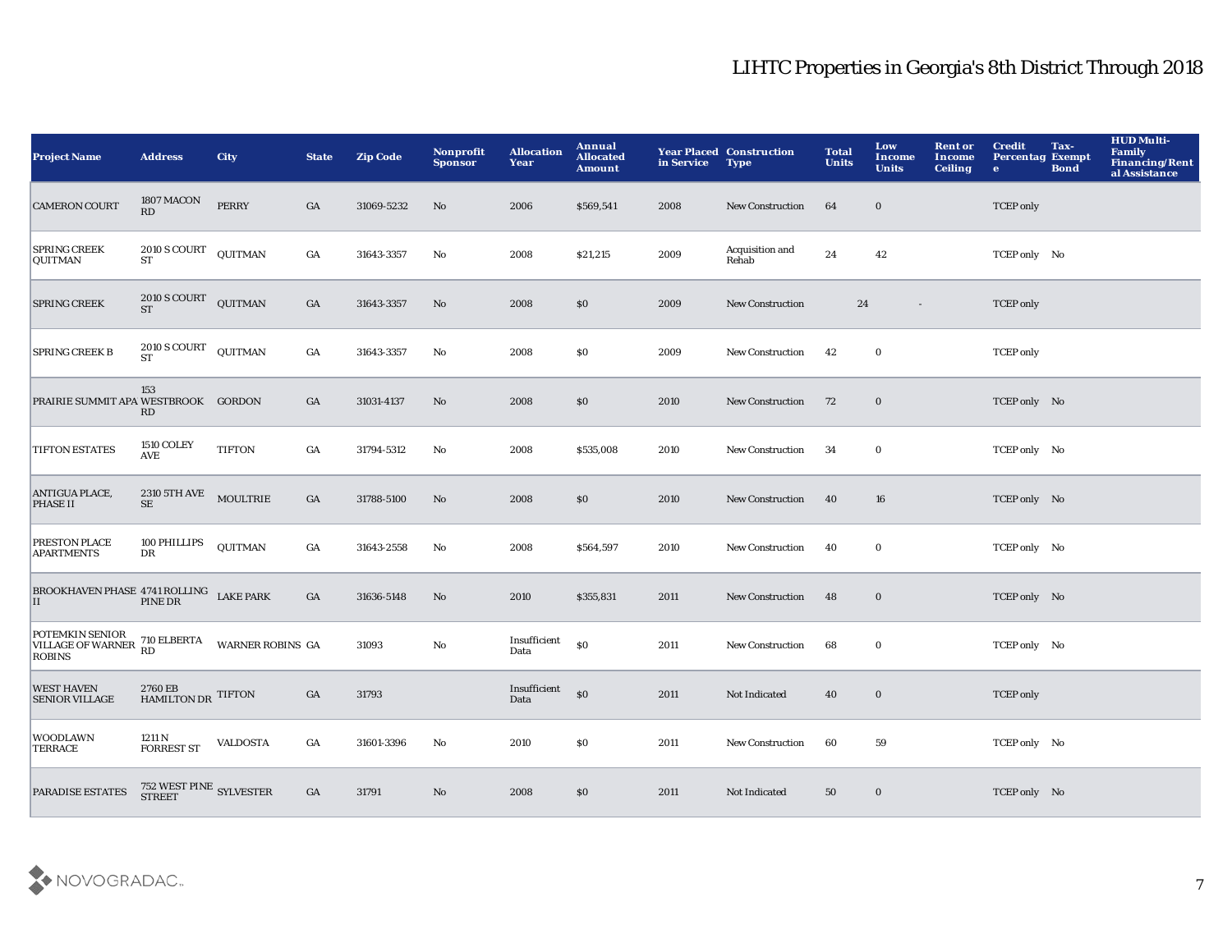# LIHTC Properties in Georgia's 8th District Through 2018

| Project Name | Address | City | State | Zip Code | Nonprofit Sponsor | Allocation Year | Annual Allocated Amount | Year Placed in Service | Construction Type | Total Units | Low Income Units | Rent or Income Ceiling | Credit Percentage | Tax-Exempt Bond | HUD Multi-Family Financing/Rental Assistance |
|---|---|---|---|---|---|---|---|---|---|---|---|---|---|---|---|
| CAMERON COURT | 1807 MACON RD | PERRY | GA | 31069-5232 | No | 2006 | $569,541 | 2008 | New Construction | 64 | 0 | | TCEP only | | |
| SPRING CREEK QUITMAN | 2010 S COURT ST | QUITMAN | GA | 31643-3357 | No | 2008 | $21,215 | 2009 | Acquisition and Rehab | 24 | 42 | | TCEP only | No | |
| SPRING CREEK | 2010 S COURT ST | QUITMAN | GA | 31643-3357 | No | 2008 | $0 | 2009 | New Construction | 24 | - | | TCEP only | | |
| SPRING CREEK B | 2010 S COURT ST | QUITMAN | GA | 31643-3357 | No | 2008 | $0 | 2009 | New Construction | 42 | 0 | | TCEP only | | |
| PRAIRIE SUMMIT APA | 153 WESTBROOK RD | GORDON | GA | 31031-4137 | No | 2008 | $0 | 2010 | New Construction | 72 | 0 | | TCEP only | No | |
| TIFTON ESTATES | 1510 COLEY AVE | TIFTON | GA | 31794-5312 | No | 2008 | $535,008 | 2010 | New Construction | 34 | 0 | | TCEP only | No | |
| ANTIGUA PLACE, PHASE II | 2310 5TH AVE SE | MOULTRIE | GA | 31788-5100 | No | 2008 | $0 | 2010 | New Construction | 40 | 16 | | TCEP only | No | |
| PRESTON PLACE APARTMENTS | 100 PHILLIPS DR | QUITMAN | GA | 31643-2558 | No | 2008 | $564,597 | 2010 | New Construction | 40 | 0 | | TCEP only | No | |
| BROOKHAVEN PHASE II | 4741 ROLLING PINE DR | LAKE PARK | GA | 31636-5148 | No | 2010 | $355,831 | 2011 | New Construction | 48 | 0 | | TCEP only | No | |
| POTEMKIN SENIOR VILLAGE OF WARNER ROBINS | 710 ELBERTA RD | WARNER ROBINS | GA | 31093 | No | Insufficient Data | $0 | 2011 | New Construction | 68 | 0 | | TCEP only | No | |
| WEST HAVEN SENIOR VILLAGE | 2760 EB HAMILTON DR | TIFTON | GA | 31793 | | Insufficient Data | $0 | 2011 | Not Indicated | 40 | 0 | | TCEP only | | |
| WOODLAWN TERRACE | 1211 N FORREST ST | VALDOSTA | GA | 31601-3396 | No | 2010 | $0 | 2011 | New Construction | 60 | 59 | | TCEP only | No | |
| PARADISE ESTATES | 752 WEST PINE STREET | SYLVESTER | GA | 31791 | No | 2008 | $0 | 2011 | Not Indicated | 50 | 0 | | TCEP only | No | |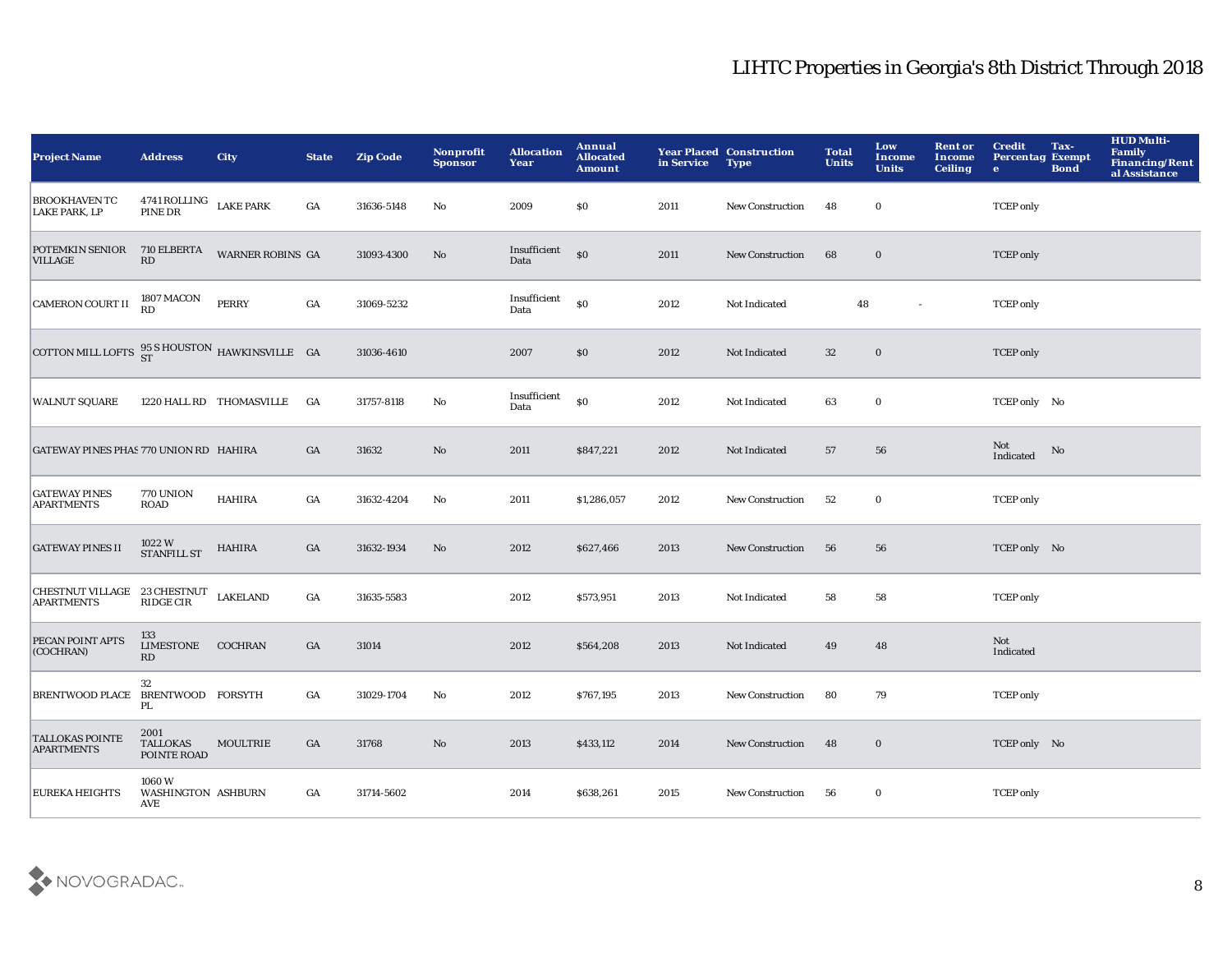# LIHTC Properties in Georgia's 8th District Through 2018

| Project Name | Address | City | State | Zip Code | Nonprofit Sponsor | Allocation Year | Annual Allocated Amount | Year Placed in Service | Construction Type | Total Units | Low Income Units | Rent or Income Ceiling | Credit Percentage | Tax-Exempt Bond | HUD Multi-Family Financing/Rental Assistance |
|---|---|---|---|---|---|---|---|---|---|---|---|---|---|---|---|
| BROOKHAVEN TC LAKE PARK, LP | 4741 ROLLING PINE DR | LAKE PARK | GA | 31636-5148 | No | 2009 | $0 | 2011 | New Construction | 48 | 0 | | TCEP only | | |
| POTEMKIN SENIOR VILLAGE | 710 ELBERTA RD | WARNER ROBINS | GA | 31093-4300 | No | Insufficient Data | $0 | 2011 | New Construction | 68 | 0 | | TCEP only | | |
| CAMERON COURT II | 1807 MACON RD | PERRY | GA | 31069-5232 | | Insufficient Data | $0 | 2012 | Not Indicated | 48 | - | | TCEP only | | |
| COTTON MILL LOFTS | 95 S HOUSTON ST | HAWKINSVILLE | GA | 31036-4610 | | 2007 | $0 | 2012 | Not Indicated | 32 | 0 | | TCEP only | | |
| WALNUT SQUARE | 1220 HALL RD | THOMASVILLE | GA | 31757-8118 | No | Insufficient Data | $0 | 2012 | Not Indicated | 63 | 0 | | TCEP only | No | |
| GATEWAY PINES PHAS | 770 UNION RD | HAHIRA | GA | 31632 | No | 2011 | $847,221 | 2012 | Not Indicated | 57 | 56 | | Not Indicated | No | |
| GATEWAY PINES APARTMENTS | 770 UNION ROAD | HAHIRA | GA | 31632-4204 | No | 2011 | $1,286,057 | 2012 | New Construction | 52 | 0 | | TCEP only | | |
| GATEWAY PINES II | 1022 W STANFILL ST | HAHIRA | GA | 31632-1934 | No | 2012 | $627,466 | 2013 | New Construction | 56 | 56 | | TCEP only | No | |
| CHESTNUT VILLAGE APARTMENTS | 23 CHESTNUT RIDGE CIR | LAKELAND | GA | 31635-5583 | | 2012 | $573,951 | 2013 | Not Indicated | 58 | 58 | | TCEP only | | |
| PECAN POINT APTS (COCHRAN) | 133 LIMESTONE RD | COCHRAN | GA | 31014 | | 2012 | $564,208 | 2013 | Not Indicated | 49 | 48 | | Not Indicated | | |
| BRENTWOOD PLACE | 32 BRENTWOOD PL | FORSYTH | GA | 31029-1704 | No | 2012 | $767,195 | 2013 | New Construction | 80 | 79 | | TCEP only | | |
| TALLOKAS POINTE APARTMENTS | 2001 TALLOKAS POINTE ROAD | MOULTRIE | GA | 31768 | No | 2013 | $433,112 | 2014 | New Construction | 48 | 0 | | TCEP only | No | |
| EUREKA HEIGHTS | 1060 W WASHINGTON AVE | ASHBURN | GA | 31714-5602 | | 2014 | $638,261 | 2015 | New Construction | 56 | 0 | | TCEP only | | |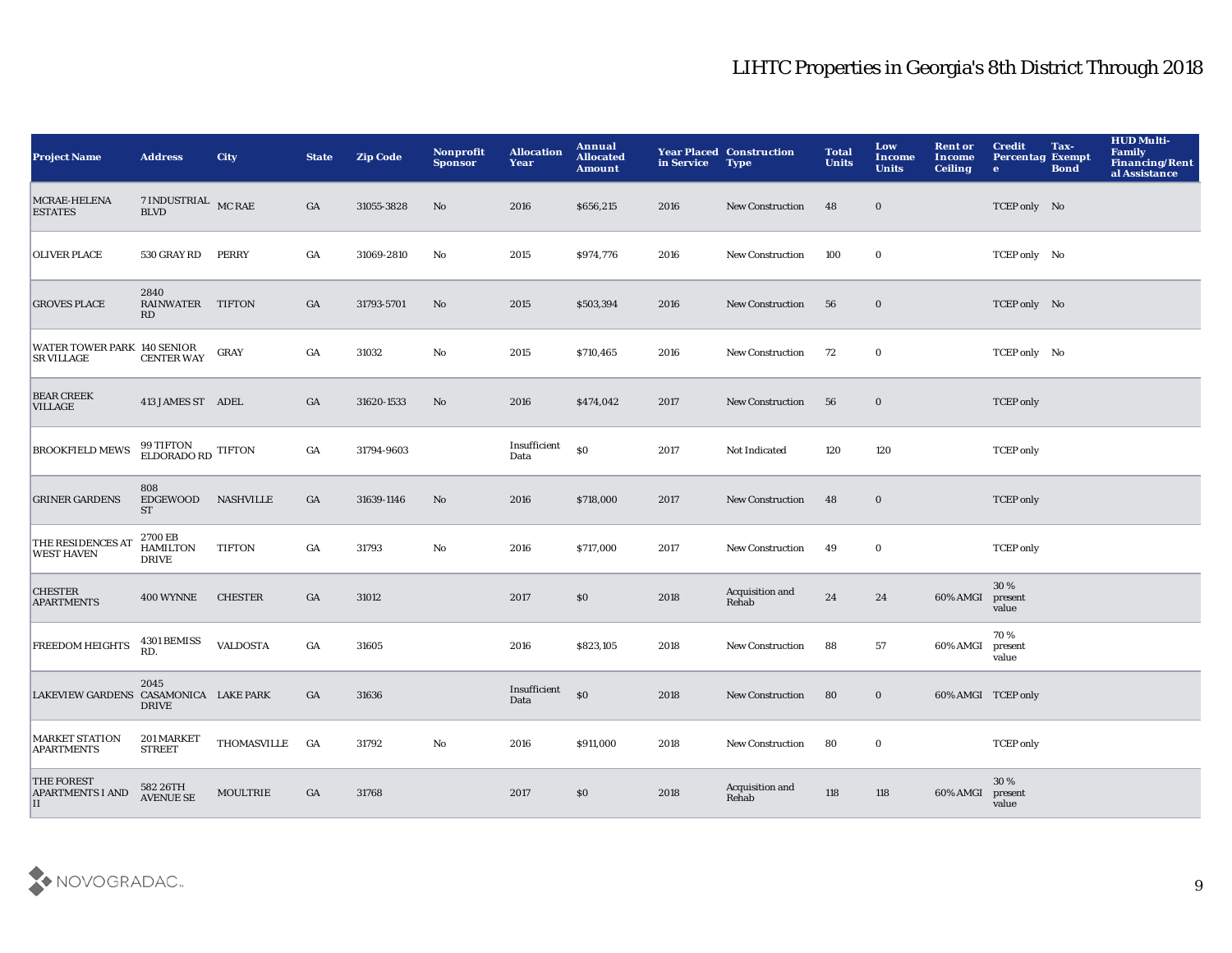# LIHTC Properties in Georgia's 8th District Through 2018

| Project Name | Address | City | State | Zip Code | Nonprofit Sponsor | Allocation Year | Annual Allocated Amount | Year Placed in Service | Construction Type | Total Units | Low Income Units | Rent or Income Ceiling | Credit Percentage | Tax-Exempt Bond | HUD Multi-Family Financing/Rental Assistance |
|---|---|---|---|---|---|---|---|---|---|---|---|---|---|---|---|
| MCRAE-HELENA ESTATES | 7 INDUSTRIAL BLVD | MC RAE | GA | 31055-3828 | No | 2016 | $656,215 | 2016 | New Construction | 48 | 0 | | TCEP only | No | |
| OLIVER PLACE | 530 GRAY RD | PERRY | GA | 31069-2810 | No | 2015 | $974,776 | 2016 | New Construction | 100 | 0 | | TCEP only | No | |
| GROVES PLACE | 2840 RAINWATER RD | TIFTON | GA | 31793-5701 | No | 2015 | $503,394 | 2016 | New Construction | 56 | 0 | | TCEP only | No | |
| WATER TOWER PARK SR VILLAGE | 140 SENIOR CENTER WAY | GRAY | GA | 31032 | No | 2015 | $710,465 | 2016 | New Construction | 72 | 0 | | TCEP only | No | |
| BEAR CREEK VILLAGE | 413 JAMES ST | ADEL | GA | 31620-1533 | No | 2016 | $474,042 | 2017 | New Construction | 56 | 0 | | TCEP only | | |
| BROOKFIELD MEWS | 99 TIFTON ELDORADO RD | TIFTON | GA | 31794-9603 | | Insufficient Data | $0 | 2017 | Not Indicated | 120 | 120 | | TCEP only | | |
| GRINER GARDENS | 808 EDGEWOOD ST | NASHVILLE | GA | 31639-1146 | No | 2016 | $718,000 | 2017 | New Construction | 48 | 0 | | TCEP only | | |
| THE RESIDENCES AT WEST HAVEN | 2700 EB HAMILTON DRIVE | TIFTON | GA | 31793 | No | 2016 | $717,000 | 2017 | New Construction | 49 | 0 | | TCEP only | | |
| CHESTER APARTMENTS | 400 WYNNE | CHESTER | GA | 31012 | | 2017 | $0 | 2018 | Acquisition and Rehab | 24 | 24 | 60% AMGI | 30 % present value | | |
| FREEDOM HEIGHTS | 4301 BEMISS RD. | VALDOSTA | GA | 31605 | | 2016 | $823,105 | 2018 | New Construction | 88 | 57 | 60% AMGI | 70 % present value | | |
| LAKEVIEW GARDENS | 2045 CASAMONICA DRIVE | LAKE PARK | GA | 31636 | | Insufficient Data | $0 | 2018 | New Construction | 80 | 0 | 60% AMGI | TCEP only | | |
| MARKET STATION APARTMENTS | 201 MARKET STREET | THOMASVILLE | GA | 31792 | No | 2016 | $911,000 | 2018 | New Construction | 80 | 0 | | TCEP only | | |
| THE FOREST APARTMENTS I AND II | 582 26TH AVENUE SE | MOULTRIE | GA | 31768 | | 2017 | $0 | 2018 | Acquisition and Rehab | 118 | 118 | 60% AMGI | 30 % present value | | |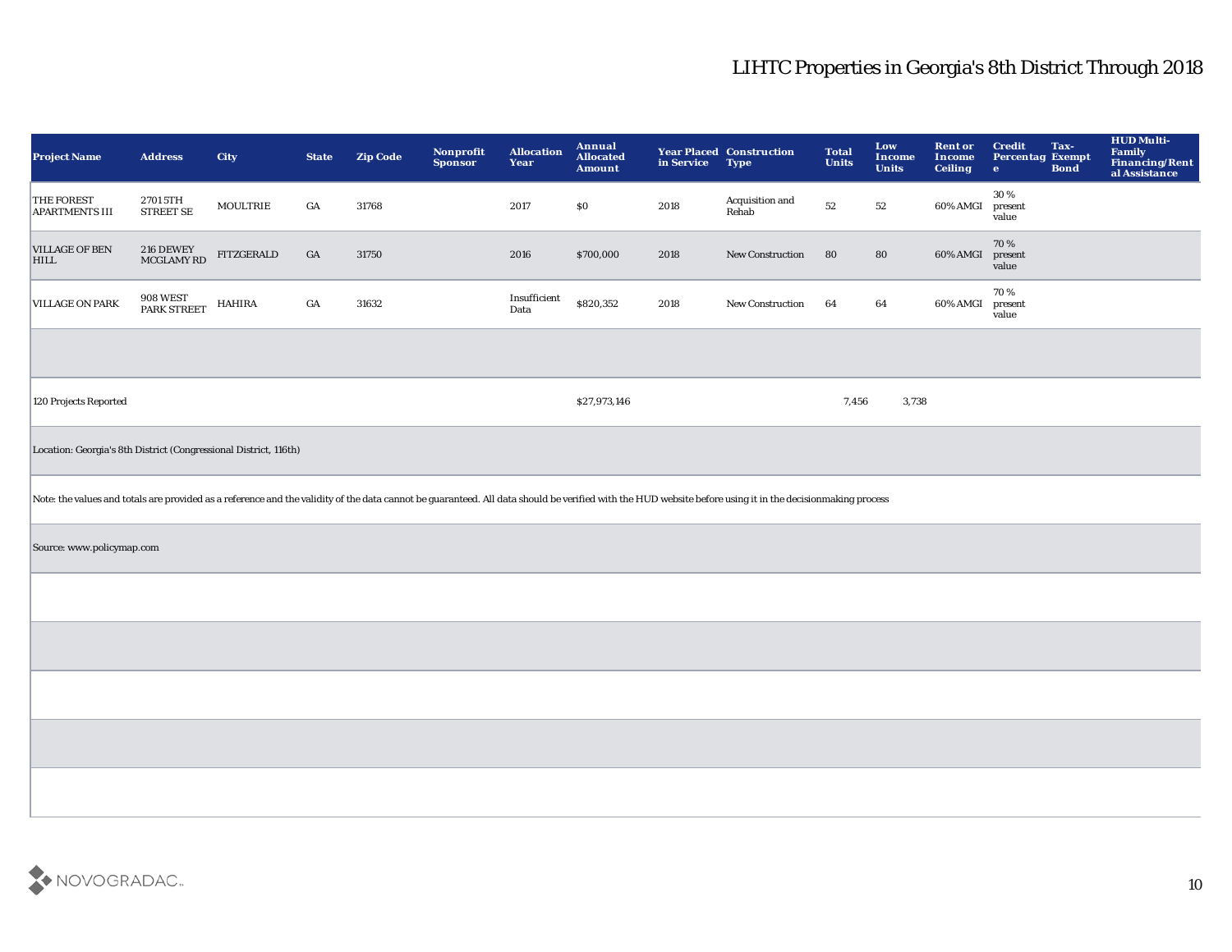# LIHTC Properties in Georgia's 8th District Through 2018

| Project Name | Address | City | State | Zip Code | Nonprofit Sponsor | Allocation Year | Annual Allocated Amount | Year Placed in Service | Construction Type | Total Units | Low Income Units | Rent or Income Ceiling | Credit Percentage | Tax-Exempt Bond | HUD Multi-Family Financing/Rental Assistance |
|---|---|---|---|---|---|---|---|---|---|---|---|---|---|---|---|
| THE FOREST APARTMENTS III | 2701 5TH STREET SE | MOULTRIE | GA | 31768 | | 2017 | $0 | 2018 | Acquisition and Rehab | 52 | 52 | 60% AMGI | 30 % present value | | |
| VILLAGE OF BEN HILL | 216 DEWEY MCGLAMY RD | FITZGERALD | GA | 31750 | | 2016 | $700,000 | 2018 | New Construction | 80 | 80 | 60% AMGI | 70 % present value | | |
| VILLAGE ON PARK | 908 WEST PARK STREET | HAHIRA | GA | 31632 | | Insufficient Data | $820,352 | 2018 | New Construction | 64 | 64 | 60% AMGI | 70 % present value | | |
| | | | | | | | | | | | | | | | |
| 120 Projects Reported | | | | | | | $27,973,146 | | | 7,456 | 3,738 | | | | |

Location: Georgia's 8th District (Congressional District, 116th)

Note: the values and totals are provided as a reference and the validity of the data cannot be guaranteed. All data should be verified with the HUD website before using it in the decisionmaking process

Source: www.policymap.com